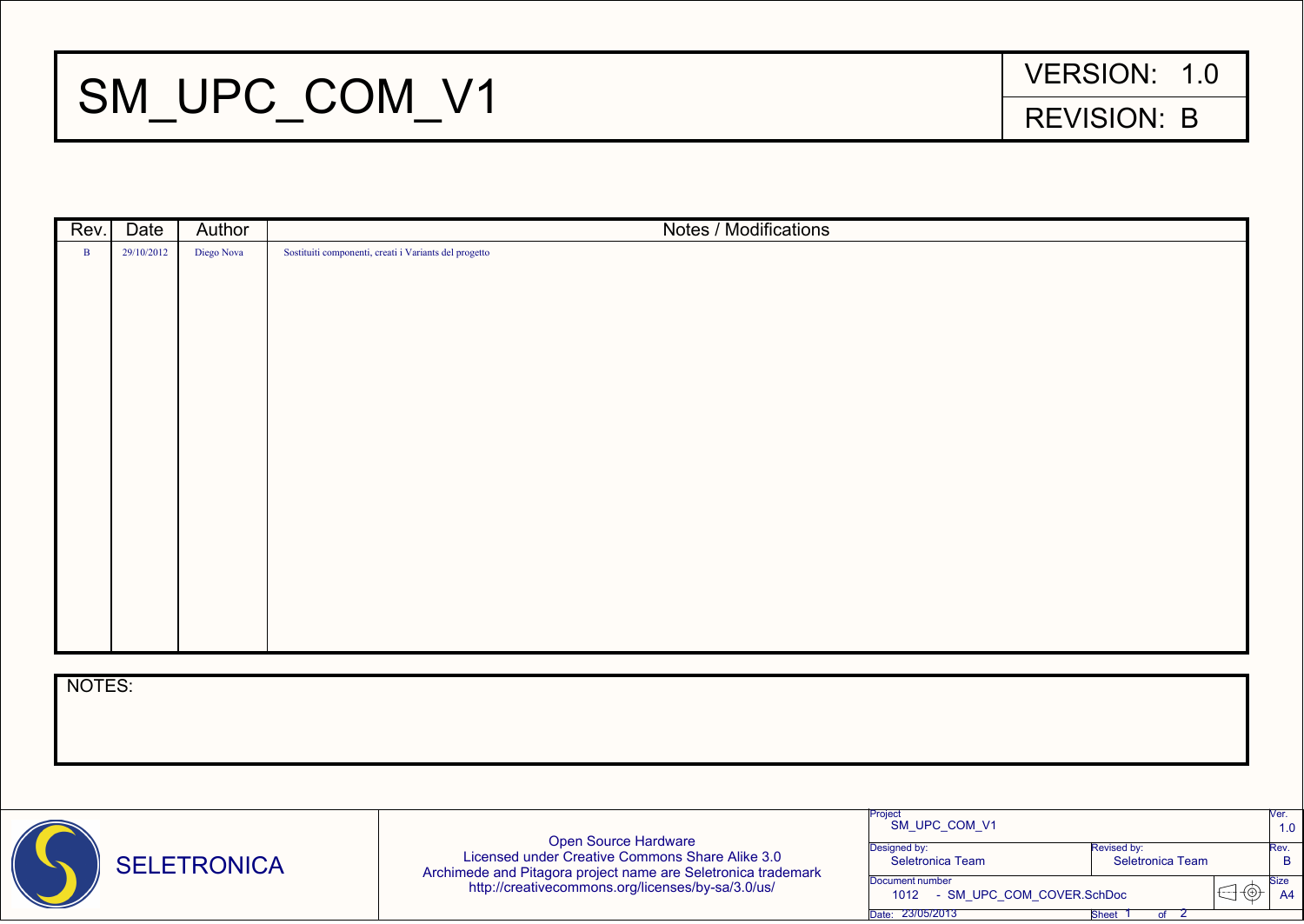# SM_UPC_COM_V1

VERSION: 1.0

REVISION: B

| Rev. | Date | Author | Notes / Modifications |
|---|---|---|---|
| B | 29/10/2012 | Diego Nova | Sostituiti componenti, creati i Variants del progetto |

NOTES:

SELETRONICA

Open Source Hardware
Licensed under Creative Commons Share Alike 3.0
Archimede and Pitagora project name are Seletronica trademark
http://creativecommons.org/licenses/by-sa/3.0/us/

| Project | | Ver. |
|---|---|---|
| SM_UPC_COM_V1 | | 1.0 |
| Designed by: Seletronica Team | Revised by: Seletronica Team | Rev. B |
| Document number: 1012 - SM_UPC_COM_COVER.SchDoc | | Size A4 |
| Date: 23/05/2013 | Sheet 1 of 2 | |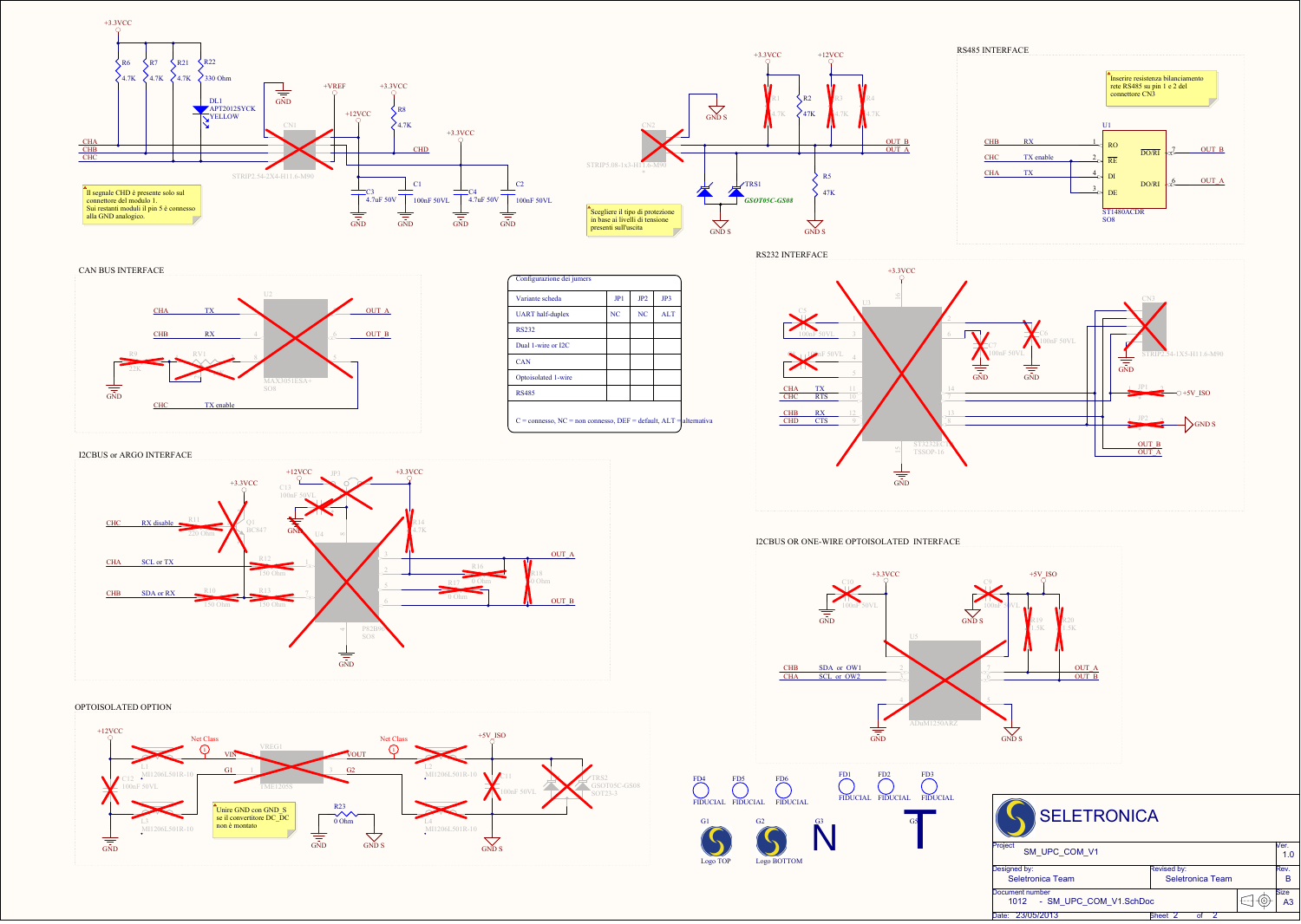## RS485 INTERFACE

Inserire resistenza bilanciamento rete RS485 su pin 1 e 2 del connettore CN3

Il segnale CHD è presente solo sul connettore del modulo 1. Sui restanti moduli il pin 5 è connesso alla GND analogico.

Scegliere il tipo di protezione in base ai livelli di tensione presenti sull'uscita

## CAN BUS INTERFACE

## RS232 INTERFACE

| Configurazione dei jumers | | | |
|---|---|---|---|
| Variante scheda | JP1 | JP2 | JP3 |
| UART half-duplex | NC | NC | ALT |
| RS232 | | | |
| Dual 1-wire or I2C | | | |
| CAN | | | |
| Optoisolated 1-wire | | | |
| RS485 | | | |

C = connesso, NC = non connesso, DEF = default, ALT = alternativa

## I2CBUS or ARGO INTERFACE

## I2CBUS OR ONE-WIRE OPTOISOLATED INTERFACE

## OPTOISOLATED OPTION

Unire GND con GND_S se il convertitore DC_DC non è montato

SELETRONICA

| | |
|---|---|
| Project: SM_UPC_COM_V1 | Ver. 1.0 |
| Designed by: Seletronica Team | Revised by: Seletronica Team — Rev. B |
| Document number: 1012 - SM_UPC_COM_V1.SchDoc | Size A3 |
| Date: 23/05/2013 | Sheet 2 of 2 |